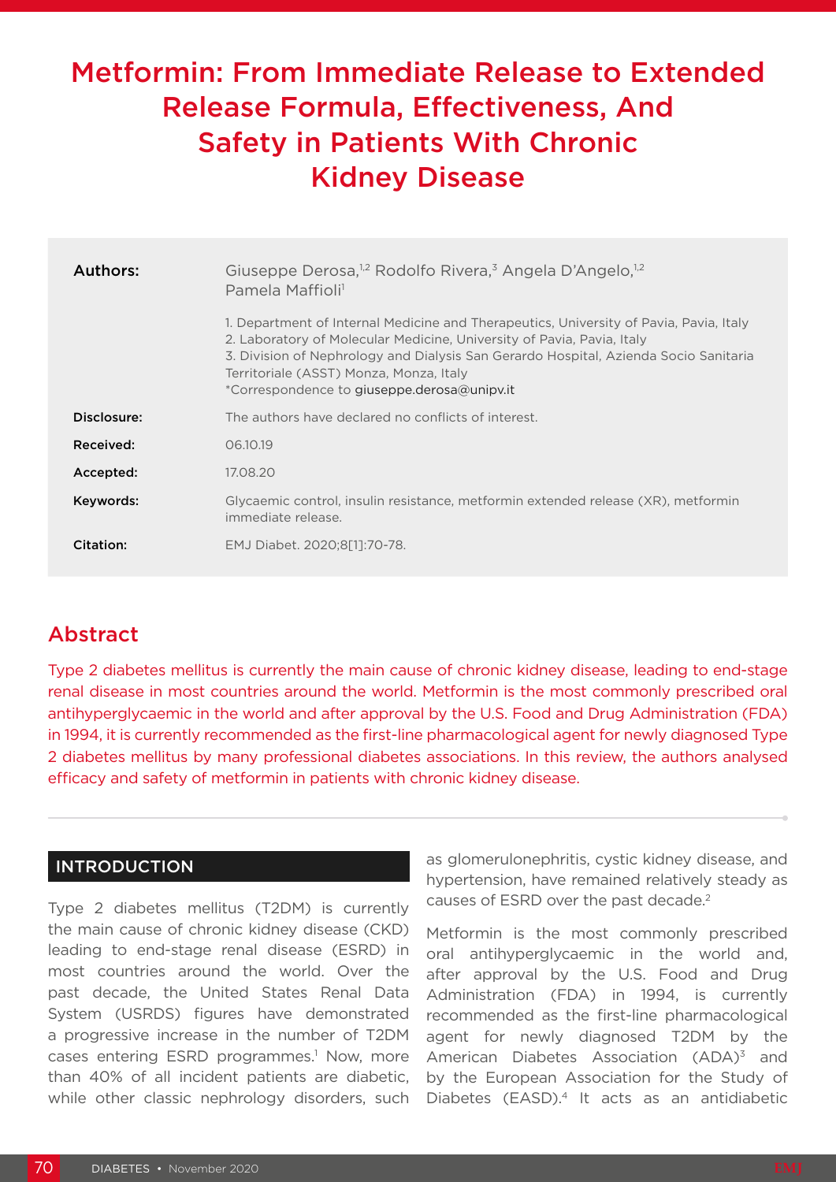# Metformin: From Immediate Release to Extended Release Formula, Effectiveness, And Safety in Patients With Chronic Kidney Disease

**Authors:** Giuseppe Derosa,[1,2] Rodolfo Rivera,[3] Angela D'Angelo,[1,2] Pamela Maffioli[1]

1. Department of Internal Medicine and Therapeutics, University of Pavia, Pavia, Italy
2. Laboratory of Molecular Medicine, University of Pavia, Pavia, Italy
3. Division of Nephrology and Dialysis San Gerardo Hospital, Azienda Socio Sanitaria Territoriale (ASST) Monza, Monza, Italy

*Correspondence to giuseppe.derosa@unipv.it

**Disclosure:** The authors have declared no conflicts of interest.

**Received:** 06.10.19

**Accepted:** 17.08.20

**Keywords:** Glycaemic control, insulin resistance, metformin extended release (XR), metformin immediate release.

**Citation:** EMJ Diabet. 2020;8[1]:70-78.

## Abstract

Type 2 diabetes mellitus is currently the main cause of chronic kidney disease, leading to end-stage renal disease in most countries around the world. Metformin is the most commonly prescribed oral antihyperglycaemic in the world and after approval by the U.S. Food and Drug Administration (FDA) in 1994, it is currently recommended as the first-line pharmacological agent for newly diagnosed Type 2 diabetes mellitus by many professional diabetes associations. In this review, the authors analysed efficacy and safety of metformin in patients with chronic kidney disease.

## INTRODUCTION

Type 2 diabetes mellitus (T2DM) is currently the main cause of chronic kidney disease (CKD) leading to end-stage renal disease (ESRD) in most countries around the world. Over the past decade, the United States Renal Data System (USRDS) figures have demonstrated a progressive increase in the number of T2DM cases entering ESRD programmes.[1] Now, more than 40% of all incident patients are diabetic, while other classic nephrology disorders, such as glomerulonephritis, cystic kidney disease, and hypertension, have remained relatively steady as causes of ESRD over the past decade.[2]

Metformin is the most commonly prescribed oral antihyperglycaemic in the world and, after approval by the U.S. Food and Drug Administration (FDA) in 1994, is currently recommended as the first-line pharmacological agent for newly diagnosed T2DM by the American Diabetes Association (ADA)[3] and by the European Association for the Study of Diabetes (EASD).[4] It acts as an antidiabetic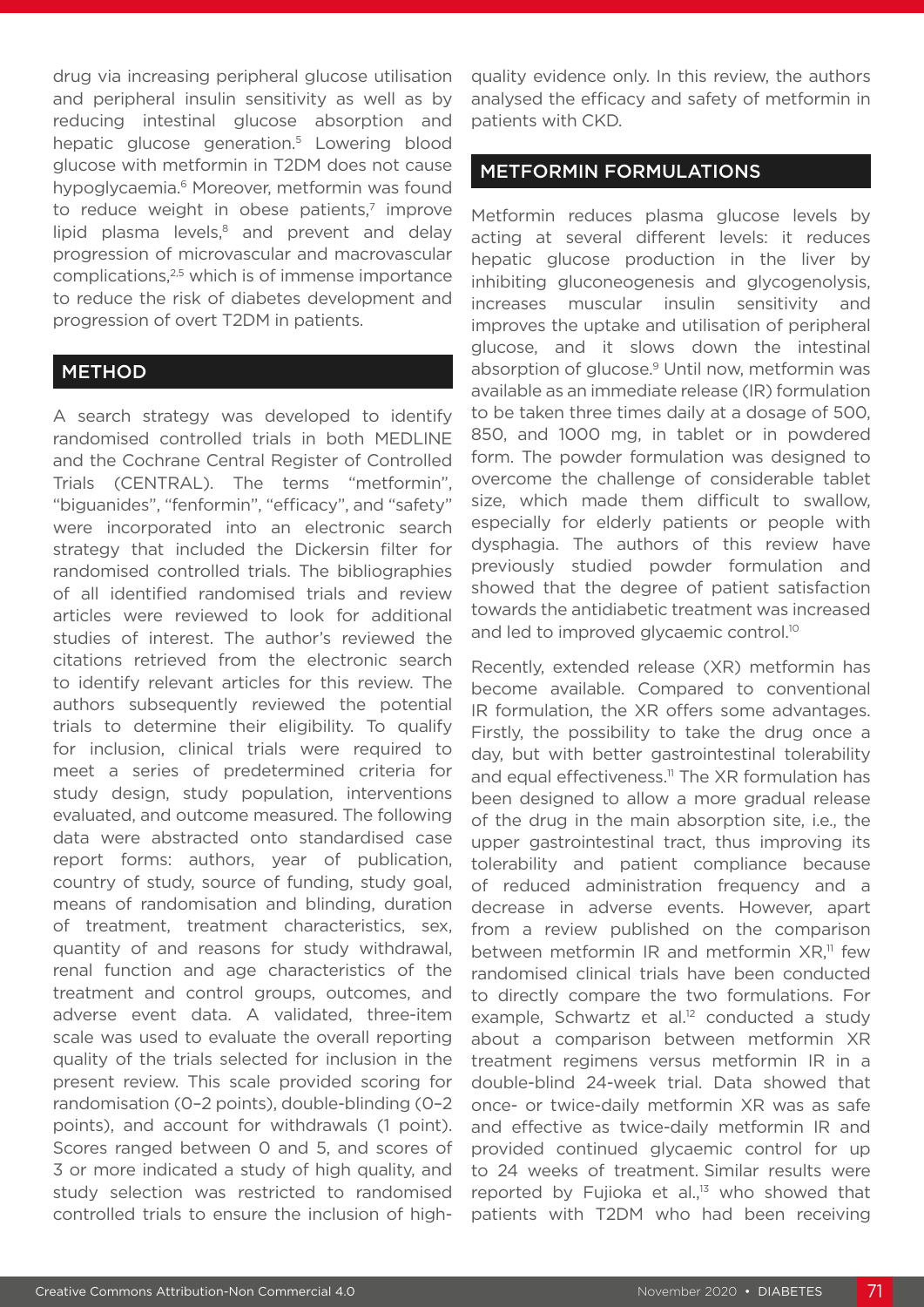drug via increasing peripheral glucose utilisation and peripheral insulin sensitivity as well as by reducing intestinal glucose absorption and hepatic glucose generation.[5] Lowering blood glucose with metformin in T2DM does not cause hypoglycaemia.[6] Moreover, metformin was found to reduce weight in obese patients,[7] improve lipid plasma levels,[8] and prevent and delay progression of microvascular and macrovascular complications,[2,5] which is of immense importance to reduce the risk of diabetes development and progression of overt T2DM in patients.

## METHOD

A search strategy was developed to identify randomised controlled trials in both MEDLINE and the Cochrane Central Register of Controlled Trials (CENTRAL). The terms "metformin", "biguanides", "fenformin", "efficacy", and "safety" were incorporated into an electronic search strategy that included the Dickersin filter for randomised controlled trials. The bibliographies of all identified randomised trials and review articles were reviewed to look for additional studies of interest. The author's reviewed the citations retrieved from the electronic search to identify relevant articles for this review. The authors subsequently reviewed the potential trials to determine their eligibility. To qualify for inclusion, clinical trials were required to meet a series of predetermined criteria for study design, study population, interventions evaluated, and outcome measured. The following data were abstracted onto standardised case report forms: authors, year of publication, country of study, source of funding, study goal, means of randomisation and blinding, duration of treatment, treatment characteristics, sex, quantity of and reasons for study withdrawal, renal function and age characteristics of the treatment and control groups, outcomes, and adverse event data. A validated, three-item scale was used to evaluate the overall reporting quality of the trials selected for inclusion in the present review. This scale provided scoring for randomisation (0–2 points), double-blinding (0–2 points), and account for withdrawals (1 point). Scores ranged between 0 and 5, and scores of 3 or more indicated a study of high quality, and study selection was restricted to randomised controlled trials to ensure the inclusion of high-quality evidence only. In this review, the authors analysed the efficacy and safety of metformin in patients with CKD.

## METFORMIN FORMULATIONS

Metformin reduces plasma glucose levels by acting at several different levels: it reduces hepatic glucose production in the liver by inhibiting gluconeogenesis and glycogenolysis, increases muscular insulin sensitivity and improves the uptake and utilisation of peripheral glucose, and it slows down the intestinal absorption of glucose.[9] Until now, metformin was available as an immediate release (IR) formulation to be taken three times daily at a dosage of 500, 850, and 1000 mg, in tablet or in powdered form. The powder formulation was designed to overcome the challenge of considerable tablet size, which made them difficult to swallow, especially for elderly patients or people with dysphagia. The authors of this review have previously studied powder formulation and showed that the degree of patient satisfaction towards the antidiabetic treatment was increased and led to improved glycaemic control.[10]

Recently, extended release (XR) metformin has become available. Compared to conventional IR formulation, the XR offers some advantages. Firstly, the possibility to take the drug once a day, but with better gastrointestinal tolerability and equal effectiveness.[11] The XR formulation has been designed to allow a more gradual release of the drug in the main absorption site, i.e., the upper gastrointestinal tract, thus improving its tolerability and patient compliance because of reduced administration frequency and a decrease in adverse events. However, apart from a review published on the comparison between metformin IR and metformin XR,[11] few randomised clinical trials have been conducted to directly compare the two formulations. For example, Schwartz et al.[12] conducted a study about a comparison between metformin XR treatment regimens versus metformin IR in a double-blind 24-week trial. Data showed that once- or twice-daily metformin XR was as safe and effective as twice-daily metformin IR and provided continued glycaemic control for up to 24 weeks of treatment. Similar results were reported by Fujioka et al.,[13] who showed that patients with T2DM who had been receiving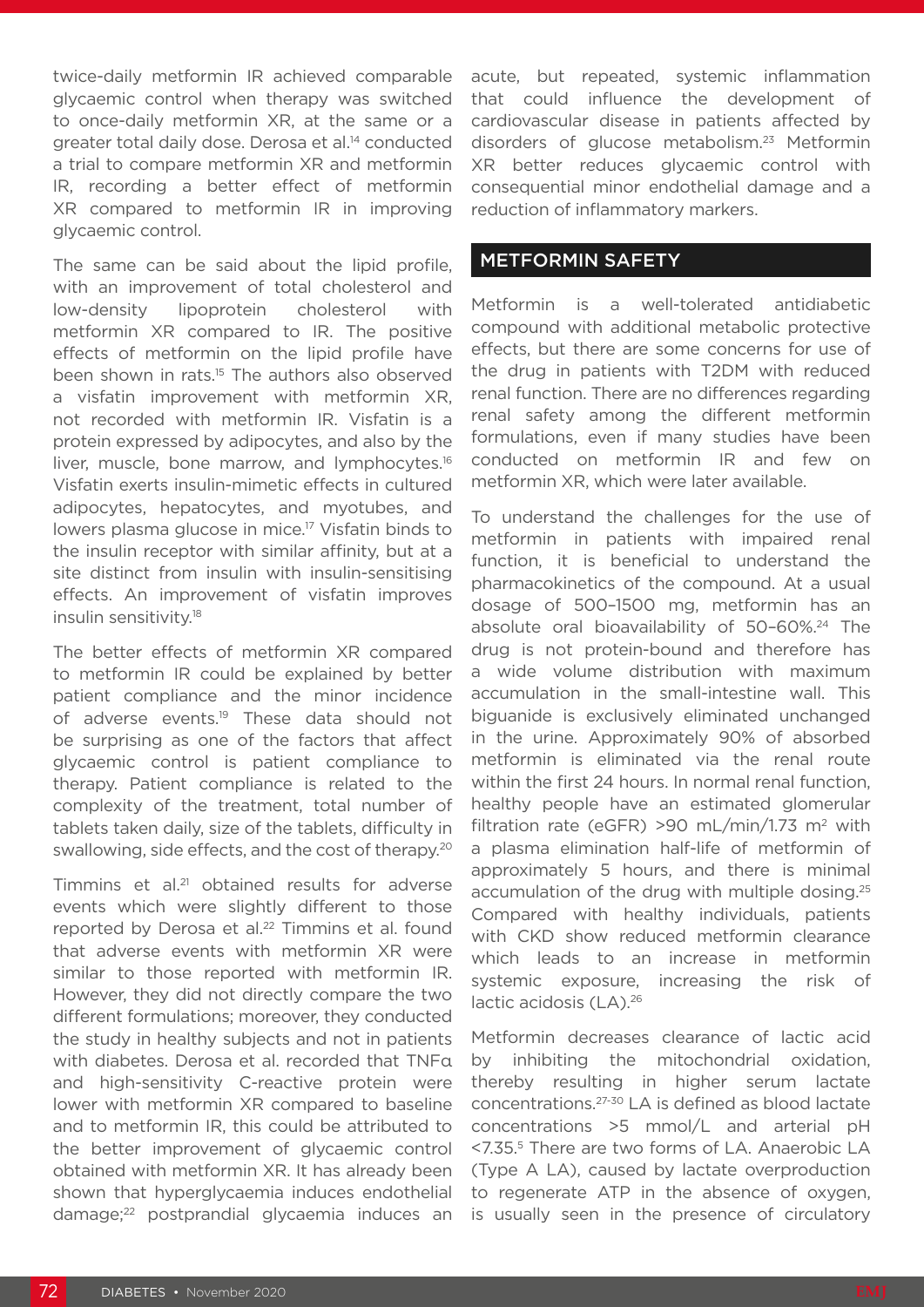twice-daily metformin IR achieved comparable glycaemic control when therapy was switched to once-daily metformin XR, at the same or a greater total daily dose. Derosa et al.[14] conducted a trial to compare metformin XR and metformin IR, recording a better effect of metformin XR compared to metformin IR in improving glycaemic control.

The same can be said about the lipid profile, with an improvement of total cholesterol and low-density lipoprotein cholesterol with metformin XR compared to IR. The positive effects of metformin on the lipid profile have been shown in rats.[15] The authors also observed a visfatin improvement with metformin XR, not recorded with metformin IR. Visfatin is a protein expressed by adipocytes, and also by the liver, muscle, bone marrow, and lymphocytes.[16] Visfatin exerts insulin-mimetic effects in cultured adipocytes, hepatocytes, and myotubes, and lowers plasma glucose in mice.[17] Visfatin binds to the insulin receptor with similar affinity, but at a site distinct from insulin with insulin-sensitising effects. An improvement of visfatin improves insulin sensitivity.[18]

The better effects of metformin XR compared to metformin IR could be explained by better patient compliance and the minor incidence of adverse events.[19] These data should not be surprising as one of the factors that affect glycaemic control is patient compliance to therapy. Patient compliance is related to the complexity of the treatment, total number of tablets taken daily, size of the tablets, difficulty in swallowing, side effects, and the cost of therapy.[20]

Timmins et al.[21] obtained results for adverse events which were slightly different to those reported by Derosa et al.[22] Timmins et al. found that adverse events with metformin XR were similar to those reported with metformin IR. However, they did not directly compare the two different formulations; moreover, they conducted the study in healthy subjects and not in patients with diabetes. Derosa et al. recorded that TNFα and high-sensitivity C-reactive protein were lower with metformin XR compared to baseline and to metformin IR, this could be attributed to the better improvement of glycaemic control obtained with metformin XR. It has already been shown that hyperglycaemia induces endothelial damage;[22] postprandial glycaemia induces an acute, but repeated, systemic inflammation that could influence the development of cardiovascular disease in patients affected by disorders of glucose metabolism.[23] Metformin XR better reduces glycaemic control with consequential minor endothelial damage and a reduction of inflammatory markers.

## METFORMIN SAFETY

Metformin is a well-tolerated antidiabetic compound with additional metabolic protective effects, but there are some concerns for use of the drug in patients with T2DM with reduced renal function. There are no differences regarding renal safety among the different metformin formulations, even if many studies have been conducted on metformin IR and few on metformin XR, which were later available.

To understand the challenges for the use of metformin in patients with impaired renal function, it is beneficial to understand the pharmacokinetics of the compound. At a usual dosage of 500–1500 mg, metformin has an absolute oral bioavailability of 50–60%.[24] The drug is not protein-bound and therefore has a wide volume distribution with maximum accumulation in the small-intestine wall. This biguanide is exclusively eliminated unchanged in the urine. Approximately 90% of absorbed metformin is eliminated via the renal route within the first 24 hours. In normal renal function, healthy people have an estimated glomerular filtration rate (eGFR) >90 mL/min/1.73 $m^2$ with a plasma elimination half-life of metformin of approximately 5 hours, and there is minimal accumulation of the drug with multiple dosing.[25] Compared with healthy individuals, patients with CKD show reduced metformin clearance which leads to an increase in metformin systemic exposure, increasing the risk of lactic acidosis (LA).[26]

Metformin decreases clearance of lactic acid by inhibiting the mitochondrial oxidation, thereby resulting in higher serum lactate concentrations.[27-30] LA is defined as blood lactate concentrations >5 mmol/L and arterial pH <7.35.[5] There are two forms of LA. Anaerobic LA (Type A LA), caused by lactate overproduction to regenerate ATP in the absence of oxygen, is usually seen in the presence of circulatory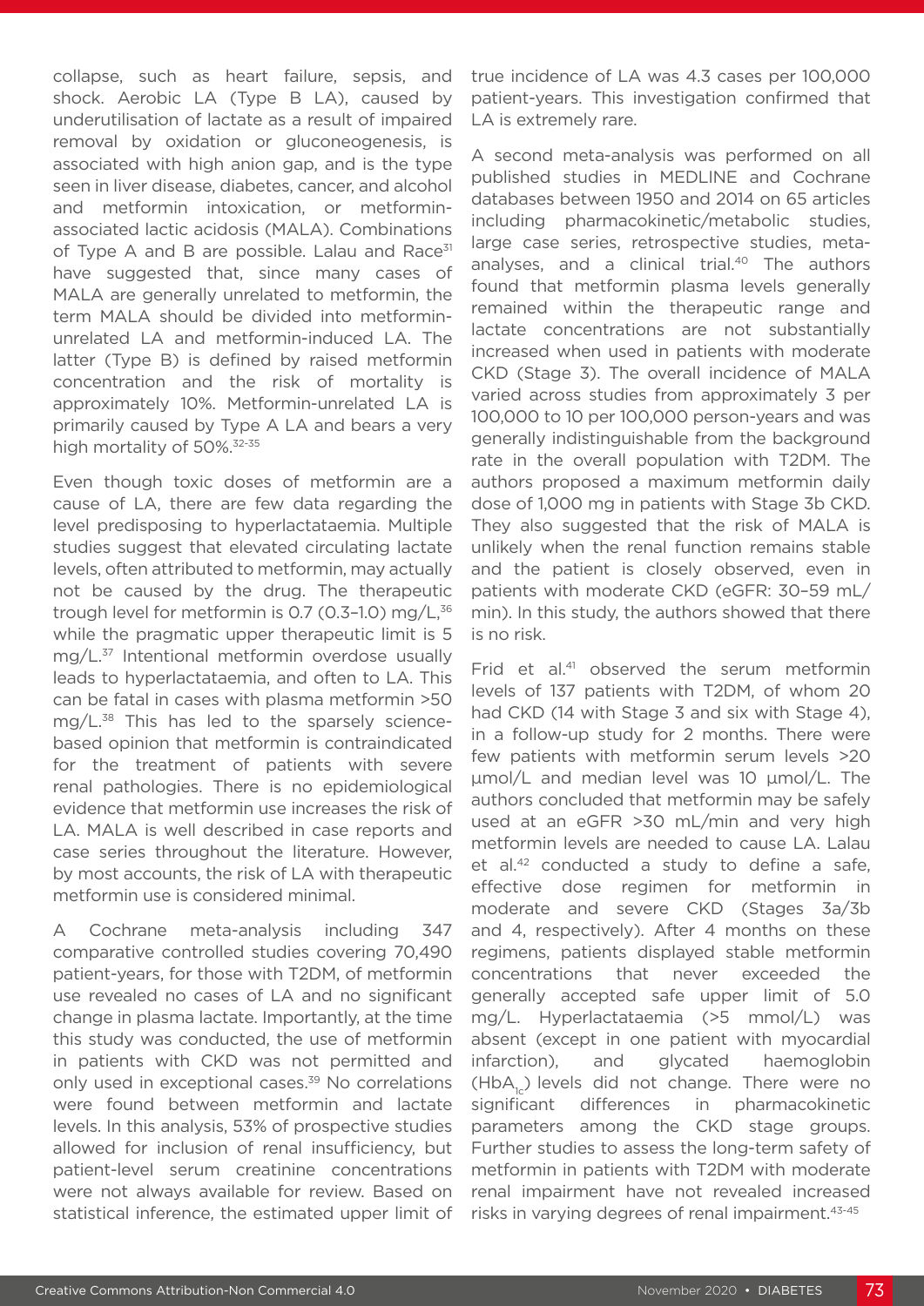collapse, such as heart failure, sepsis, and shock. Aerobic LA (Type B LA), caused by underutilisation of lactate as a result of impaired removal by oxidation or gluconeogenesis, is associated with high anion gap, and is the type seen in liver disease, diabetes, cancer, and alcohol and metformin intoxication, or metformin-associated lactic acidosis (MALA). Combinations of Type A and B are possible. Lalau and Race[31] have suggested that, since many cases of MALA are generally unrelated to metformin, the term MALA should be divided into metformin-unrelated LA and metformin-induced LA. The latter (Type B) is defined by raised metformin concentration and the risk of mortality is approximately 10%. Metformin-unrelated LA is primarily caused by Type A LA and bears a very high mortality of 50%.[32-35]

Even though toxic doses of metformin are a cause of LA, there are few data regarding the level predisposing to hyperlactataemia. Multiple studies suggest that elevated circulating lactate levels, often attributed to metformin, may actually not be caused by the drug. The therapeutic trough level for metformin is 0.7 (0.3–1.0) mg/L,[36] while the pragmatic upper therapeutic limit is 5 mg/L.[37] Intentional metformin overdose usually leads to hyperlactataemia, and often to LA. This can be fatal in cases with plasma metformin >50 mg/L.[38] This has led to the sparsely science-based opinion that metformin is contraindicated for the treatment of patients with severe renal pathologies. There is no epidemiological evidence that metformin use increases the risk of LA. MALA is well described in case reports and case series throughout the literature. However, by most accounts, the risk of LA with therapeutic metformin use is considered minimal.

A Cochrane meta-analysis including 347 comparative controlled studies covering 70,490 patient-years, for those with T2DM, of metformin use revealed no cases of LA and no significant change in plasma lactate. Importantly, at the time this study was conducted, the use of metformin in patients with CKD was not permitted and only used in exceptional cases.[39] No correlations were found between metformin and lactate levels. In this analysis, 53% of prospective studies allowed for inclusion of renal insufficiency, but patient-level serum creatinine concentrations were not always available for review. Based on statistical inference, the estimated upper limit of true incidence of LA was 4.3 cases per 100,000 patient-years. This investigation confirmed that LA is extremely rare.

A second meta-analysis was performed on all published studies in MEDLINE and Cochrane databases between 1950 and 2014 on 65 articles including pharmacokinetic/metabolic studies, large case series, retrospective studies, meta-analyses, and a clinical trial.[40] The authors found that metformin plasma levels generally remained within the therapeutic range and lactate concentrations are not substantially increased when used in patients with moderate CKD (Stage 3). The overall incidence of MALA varied across studies from approximately 3 per 100,000 to 10 per 100,000 person-years and was generally indistinguishable from the background rate in the overall population with T2DM. The authors proposed a maximum metformin daily dose of 1,000 mg in patients with Stage 3b CKD. They also suggested that the risk of MALA is unlikely when the renal function remains stable and the patient is closely observed, even in patients with moderate CKD (eGFR: 30–59 mL/min). In this study, the authors showed that there is no risk.

Frid et al.[41] observed the serum metformin levels of 137 patients with T2DM, of whom 20 had CKD (14 with Stage 3 and six with Stage 4), in a follow-up study for 2 months. There were few patients with metformin serum levels >20 µmol/L and median level was 10 µmol/L. The authors concluded that metformin may be safely used at an eGFR >30 mL/min and very high metformin levels are needed to cause LA. Lalau et al.[42] conducted a study to define a safe, effective dose regimen for metformin in moderate and severe CKD (Stages 3a/3b and 4, respectively). After 4 months on these regimens, patients displayed stable metformin concentrations that never exceeded the generally accepted safe upper limit of 5.0 mg/L. Hyperlactataemia (>5 mmol/L) was absent (except in one patient with myocardial infarction), and glycated haemoglobin ($HbA_{1c}$) levels did not change. There were no significant differences in pharmacokinetic parameters among the CKD stage groups. Further studies to assess the long-term safety of metformin in patients with T2DM with moderate renal impairment have not revealed increased risks in varying degrees of renal impairment.[43-45]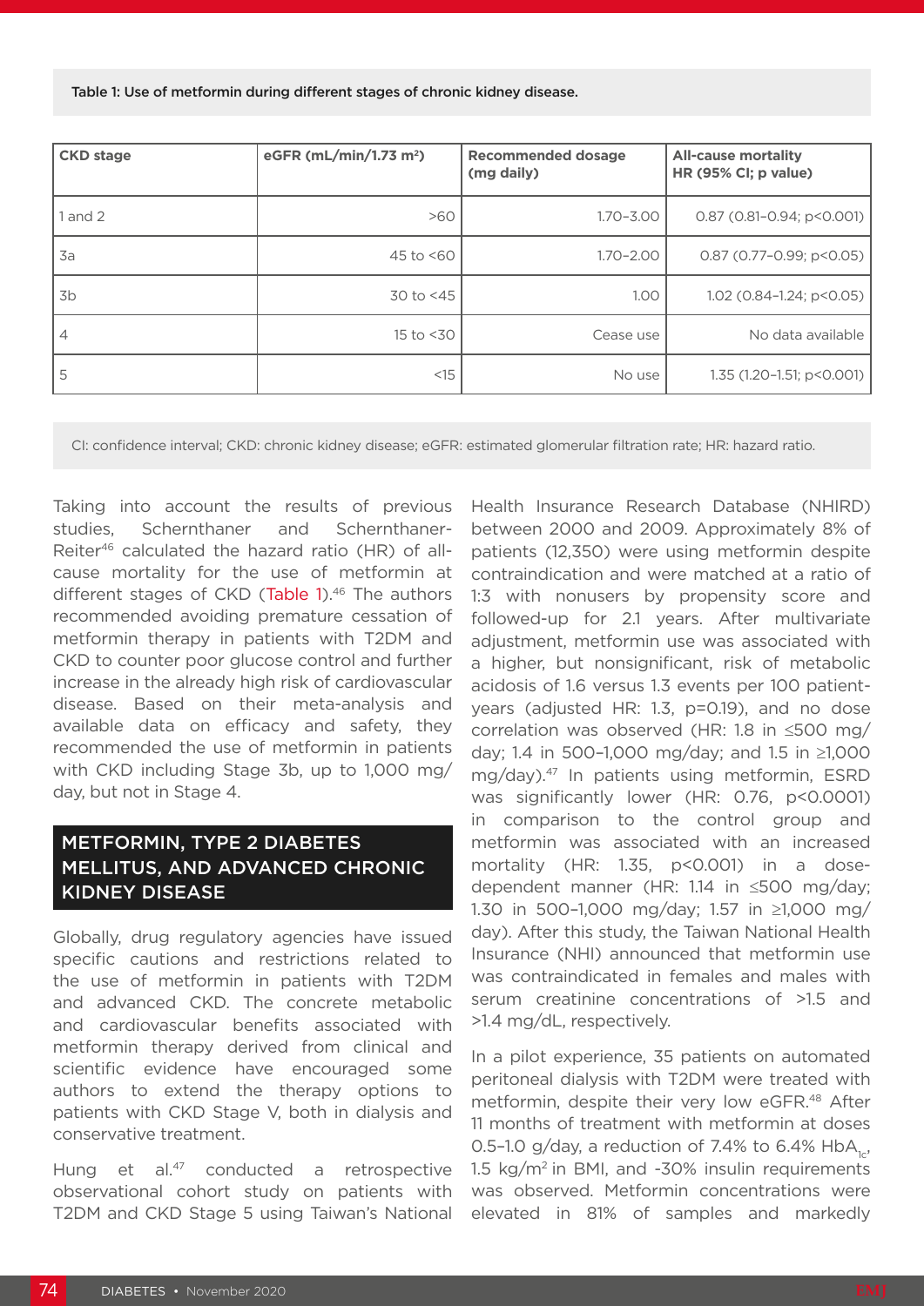Table 1: Use of metformin during different stages of chronic kidney disease.

| CKD stage | eGFR (mL/min/1.73 m²) | Recommended dosage (mg daily) | All-cause mortality HR (95% CI; p value) |
|---|---|---|---|
| 1 and 2 | >60 | 1.70–3.00 | 0.87 (0.81–0.94; p<0.001) |
| 3a | 45 to <60 | 1.70–2.00 | 0.87 (0.77–0.99; p<0.05) |
| 3b | 30 to <45 | 1.00 | 1.02 (0.84–1.24; p<0.05) |
| 4 | 15 to <30 | Cease use | No data available |
| 5 | <15 | No use | 1.35 (1.20–1.51; p<0.001) |

CI: confidence interval; CKD: chronic kidney disease; eGFR: estimated glomerular filtration rate; HR: hazard ratio.

Taking into account the results of previous studies, Schernthaner and Schernthaner-Reiter[46] calculated the hazard ratio (HR) of all-cause mortality for the use of metformin at different stages of CKD (Table 1).[46] The authors recommended avoiding premature cessation of metformin therapy in patients with T2DM and CKD to counter poor glucose control and further increase in the already high risk of cardiovascular disease. Based on their meta-analysis and available data on efficacy and safety, they recommended the use of metformin in patients with CKD including Stage 3b, up to 1,000 mg/day, but not in Stage 4.

## METFORMIN, TYPE 2 DIABETES MELLITUS, AND ADVANCED CHRONIC KIDNEY DISEASE

Globally, drug regulatory agencies have issued specific cautions and restrictions related to the use of metformin in patients with T2DM and advanced CKD. The concrete metabolic and cardiovascular benefits associated with metformin therapy derived from clinical and scientific evidence have encouraged some authors to extend the therapy options to patients with CKD Stage V, both in dialysis and conservative treatment.

Hung et al.[47] conducted a retrospective observational cohort study on patients with T2DM and CKD Stage 5 using Taiwan's National Health Insurance Research Database (NHIRD) between 2000 and 2009. Approximately 8% of patients (12,350) were using metformin despite contraindication and were matched at a ratio of 1:3 with nonusers by propensity score and followed-up for 2.1 years. After multivariate adjustment, metformin use was associated with a higher, but nonsignificant, risk of metabolic acidosis of 1.6 versus 1.3 events per 100 patient-years (adjusted HR: 1.3, p=0.19), and no dose correlation was observed (HR: 1.8 in ≤500 mg/day; 1.4 in 500–1,000 mg/day; and 1.5 in ≥1,000 mg/day).[47] In patients using metformin, ESRD was significantly lower (HR: 0.76, p<0.0001) in comparison to the control group and metformin was associated with an increased mortality (HR: 1.35, p<0.001) in a dose-dependent manner (HR: 1.14 in ≤500 mg/day; 1.30 in 500–1,000 mg/day; 1.57 in ≥1,000 mg/day). After this study, the Taiwan National Health Insurance (NHI) announced that metformin use was contraindicated in females and males with serum creatinine concentrations of >1.5 and >1.4 mg/dL, respectively.

In a pilot experience, 35 patients on automated peritoneal dialysis with T2DM were treated with metformin, despite their very low eGFR.[48] After 11 months of treatment with metformin at doses 0.5–1.0 g/day, a reduction of 7.4% to 6.4% $HbA_{1c}$, 1.5 kg/m² in BMI, and -30% insulin requirements was observed. Metformin concentrations were elevated in 81% of samples and markedly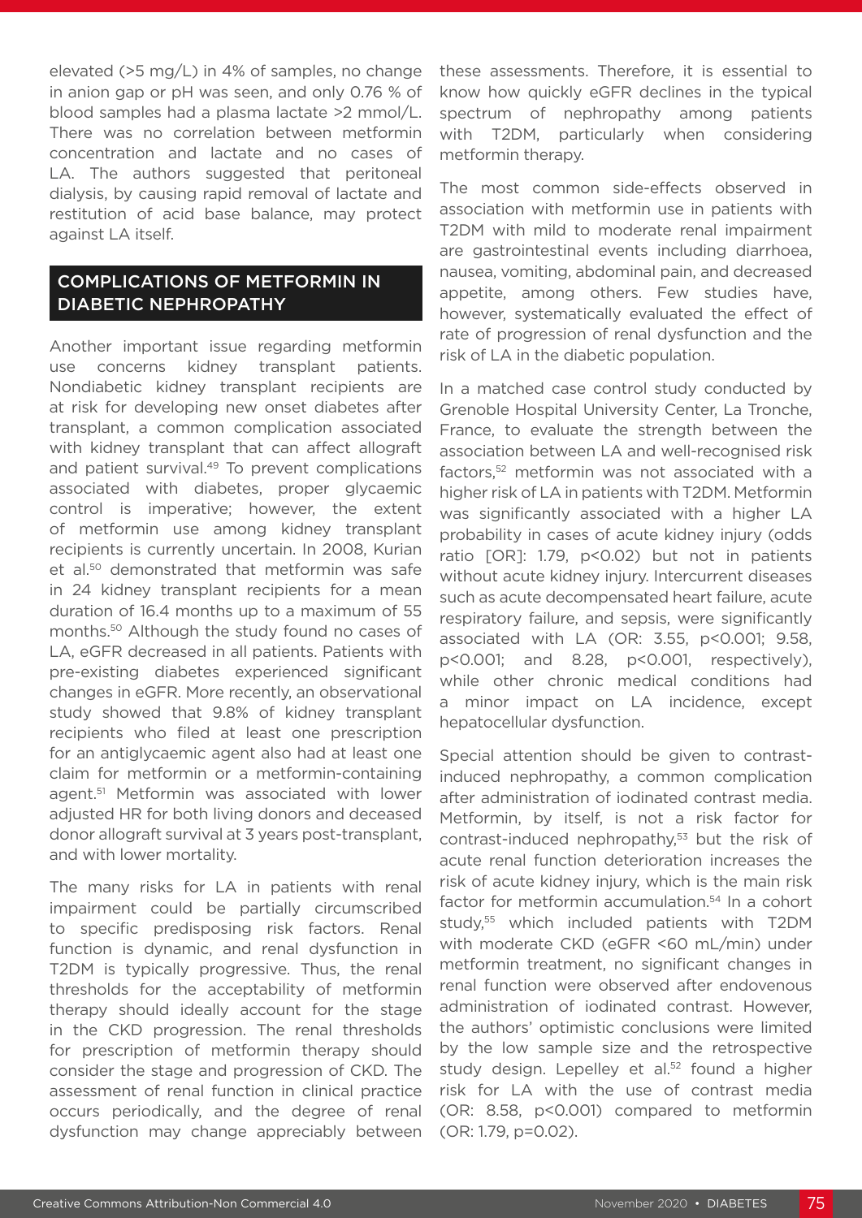elevated (>5 mg/L) in 4% of samples, no change in anion gap or pH was seen, and only 0.76 % of blood samples had a plasma lactate >2 mmol/L. There was no correlation between metformin concentration and lactate and no cases of LA. The authors suggested that peritoneal dialysis, by causing rapid removal of lactate and restitution of acid base balance, may protect against LA itself.

## COMPLICATIONS OF METFORMIN IN DIABETIC NEPHROPATHY

Another important issue regarding metformin use concerns kidney transplant patients. Nondiabetic kidney transplant recipients are at risk for developing new onset diabetes after transplant, a common complication associated with kidney transplant that can affect allograft and patient survival.[49] To prevent complications associated with diabetes, proper glycaemic control is imperative; however, the extent of metformin use among kidney transplant recipients is currently uncertain. In 2008, Kurian et al.[50] demonstrated that metformin was safe in 24 kidney transplant recipients for a mean duration of 16.4 months up to a maximum of 55 months.[50] Although the study found no cases of LA, eGFR decreased in all patients. Patients with pre-existing diabetes experienced significant changes in eGFR. More recently, an observational study showed that 9.8% of kidney transplant recipients who filed at least one prescription for an antiglycaemic agent also had at least one claim for metformin or a metformin-containing agent.[51] Metformin was associated with lower adjusted HR for both living donors and deceased donor allograft survival at 3 years post-transplant, and with lower mortality.

The many risks for LA in patients with renal impairment could be partially circumscribed to specific predisposing risk factors. Renal function is dynamic, and renal dysfunction in T2DM is typically progressive. Thus, the renal thresholds for the acceptability of metformin therapy should ideally account for the stage in the CKD progression. The renal thresholds for prescription of metformin therapy should consider the stage and progression of CKD. The assessment of renal function in clinical practice occurs periodically, and the degree of renal dysfunction may change appreciably between these assessments. Therefore, it is essential to know how quickly eGFR declines in the typical spectrum of nephropathy among patients with T2DM, particularly when considering metformin therapy.

The most common side-effects observed in association with metformin use in patients with T2DM with mild to moderate renal impairment are gastrointestinal events including diarrhoea, nausea, vomiting, abdominal pain, and decreased appetite, among others. Few studies have, however, systematically evaluated the effect of rate of progression of renal dysfunction and the risk of LA in the diabetic population.

In a matched case control study conducted by Grenoble Hospital University Center, La Tronche, France, to evaluate the strength between the association between LA and well-recognised risk factors,[52] metformin was not associated with a higher risk of LA in patients with T2DM. Metformin was significantly associated with a higher LA probability in cases of acute kidney injury (odds ratio [OR]: 1.79, $p<0.02$) but not in patients without acute kidney injury. Intercurrent diseases such as acute decompensated heart failure, acute respiratory failure, and sepsis, were significantly associated with LA (OR: 3.55, $p<0.001$; 9.58, $p<0.001$; and 8.28, $p<0.001$, respectively), while other chronic medical conditions had a minor impact on LA incidence, except hepatocellular dysfunction.

Special attention should be given to contrast-induced nephropathy, a common complication after administration of iodinated contrast media. Metformin, by itself, is not a risk factor for contrast-induced nephropathy,[53] but the risk of acute renal function deterioration increases the risk of acute kidney injury, which is the main risk factor for metformin accumulation.[54] In a cohort study,[55] which included patients with T2DM with moderate CKD (eGFR <60 mL/min) under metformin treatment, no significant changes in renal function were observed after endovenous administration of iodinated contrast. However, the authors' optimistic conclusions were limited by the low sample size and the retrospective study design. Lepelley et al.[52] found a higher risk for LA with the use of contrast media (OR: 8.58, $p<0.001$) compared to metformin (OR: 1.79, $p=0.02$).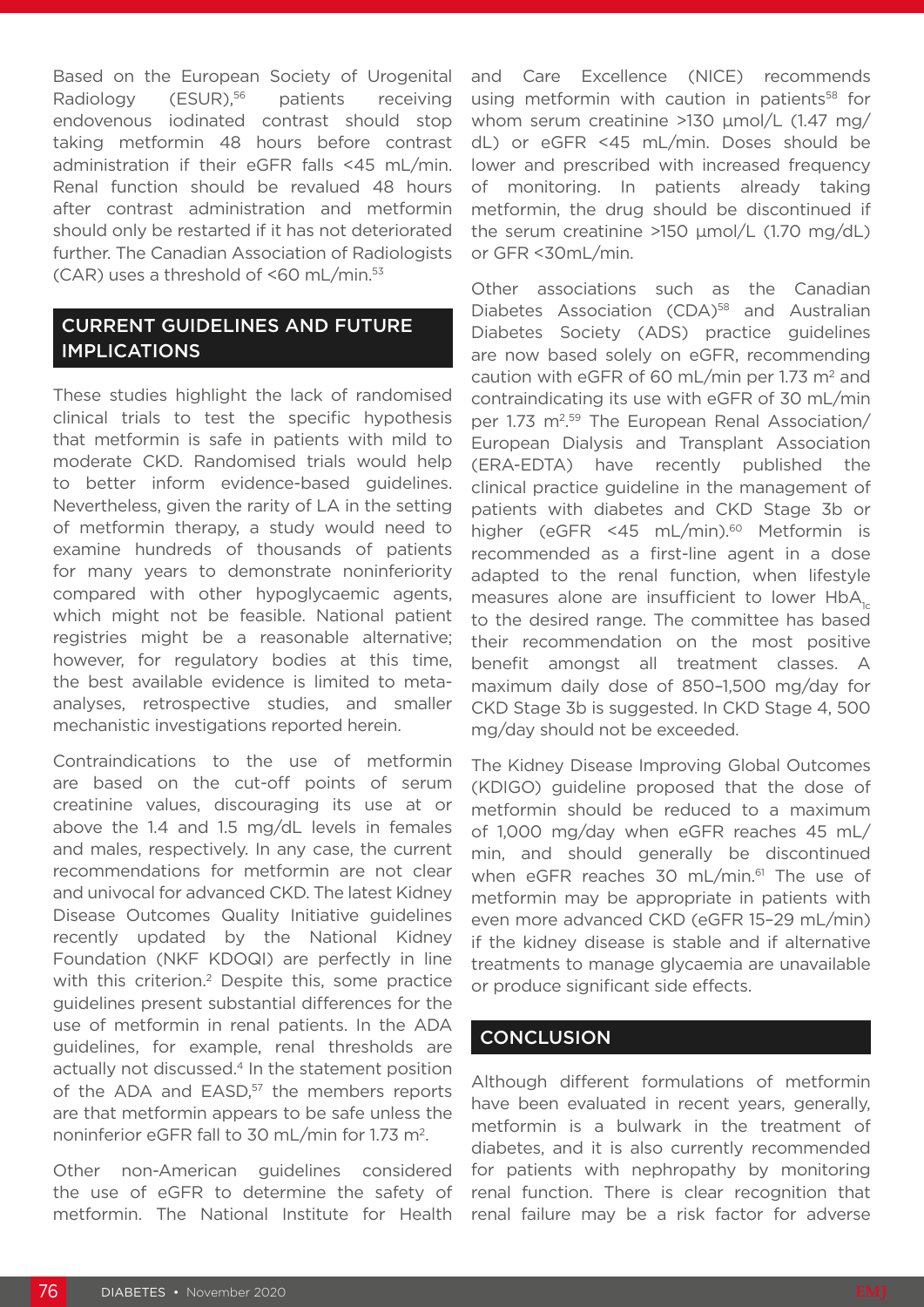Based on the European Society of Urogenital Radiology (ESUR),[56] patients receiving endovenous iodinated contrast should stop taking metformin 48 hours before contrast administration if their eGFR falls <45 mL/min. Renal function should be revalued 48 hours after contrast administration and metformin should only be restarted if it has not deteriorated further. The Canadian Association of Radiologists (CAR) uses a threshold of <60 mL/min.[53]

## CURRENT GUIDELINES AND FUTURE IMPLICATIONS

These studies highlight the lack of randomised clinical trials to test the specific hypothesis that metformin is safe in patients with mild to moderate CKD. Randomised trials would help to better inform evidence-based guidelines. Nevertheless, given the rarity of LA in the setting of metformin therapy, a study would need to examine hundreds of thousands of patients for many years to demonstrate noninferiority compared with other hypoglycaemic agents, which might not be feasible. National patient registries might be a reasonable alternative; however, for regulatory bodies at this time, the best available evidence is limited to meta-analyses, retrospective studies, and smaller mechanistic investigations reported herein.

Contraindications to the use of metformin are based on the cut-off points of serum creatinine values, discouraging its use at or above the 1.4 and 1.5 mg/dL levels in females and males, respectively. In any case, the current recommendations for metformin are not clear and univocal for advanced CKD. The latest Kidney Disease Outcomes Quality Initiative guidelines recently updated by the National Kidney Foundation (NKF KDOQI) are perfectly in line with this criterion.[2] Despite this, some practice guidelines present substantial differences for the use of metformin in renal patients. In the ADA guidelines, for example, renal thresholds are actually not discussed.[4] In the statement position of the ADA and EASD,[57] the members reports are that metformin appears to be safe unless the noninferior eGFR fall to 30 mL/min for 1.73 m$^2$.

Other non-American guidelines considered the use of eGFR to determine the safety of metformin. The National Institute for Health and Care Excellence (NICE) recommends using metformin with caution in patients[58] for whom serum creatinine >130 µmol/L (1.47 mg/dL) or eGFR <45 mL/min. Doses should be lower and prescribed with increased frequency of monitoring. In patients already taking metformin, the drug should be discontinued if the serum creatinine >150 µmol/L (1.70 mg/dL) or GFR <30mL/min.

Other associations such as the Canadian Diabetes Association (CDA)[58] and Australian Diabetes Society (ADS) practice guidelines are now based solely on eGFR, recommending caution with eGFR of 60 mL/min per 1.73 m$^2$ and contraindicating its use with eGFR of 30 mL/min per 1.73 m$^2$.[59] The European Renal Association/European Dialysis and Transplant Association (ERA-EDTA) have recently published the clinical practice guideline in the management of patients with diabetes and CKD Stage 3b or higher (eGFR <45 mL/min).[60] Metformin is recommended as a first-line agent in a dose adapted to the renal function, when lifestyle measures alone are insufficient to lower $HbA_{1c}$ to the desired range. The committee has based their recommendation on the most positive benefit amongst all treatment classes. A maximum daily dose of 850–1,500 mg/day for CKD Stage 3b is suggested. In CKD Stage 4, 500 mg/day should not be exceeded.

The Kidney Disease Improving Global Outcomes (KDIGO) guideline proposed that the dose of metformin should be reduced to a maximum of 1,000 mg/day when eGFR reaches 45 mL/min, and should generally be discontinued when eGFR reaches 30 mL/min.[61] The use of metformin may be appropriate in patients with even more advanced CKD (eGFR 15–29 mL/min) if the kidney disease is stable and if alternative treatments to manage glycaemia are unavailable or produce significant side effects.

## CONCLUSION

Although different formulations of metformin have been evaluated in recent years, generally, metformin is a bulwark in the treatment of diabetes, and it is also currently recommended for patients with nephropathy by monitoring renal function. There is clear recognition that renal failure may be a risk factor for adverse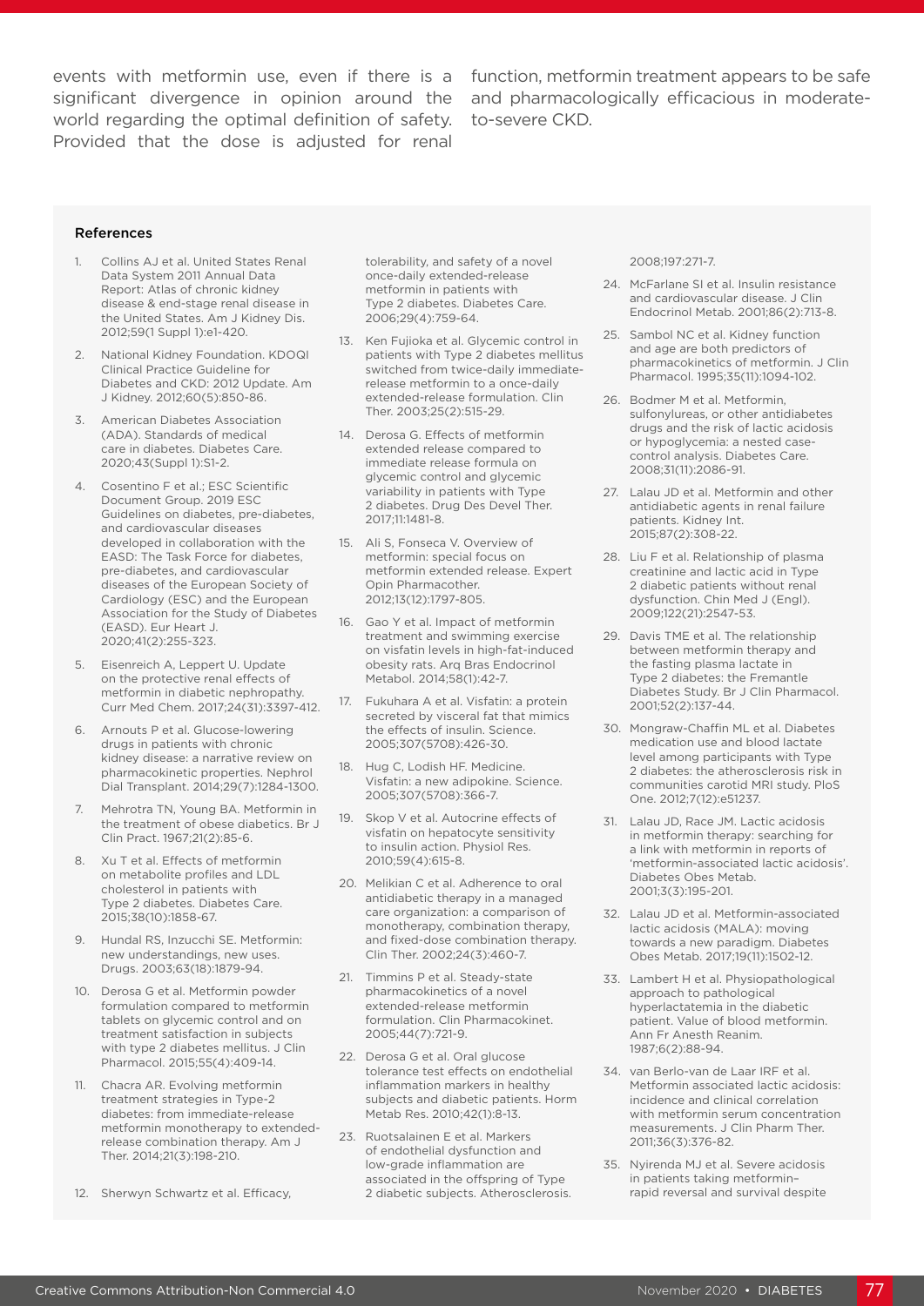events with metformin use, even if there is a significant divergence in opinion around the world regarding the optimal definition of safety. Provided that the dose is adjusted for renal function, metformin treatment appears to be safe and pharmacologically efficacious in moderate-to-severe CKD.

### References

1. Collins AJ et al. United States Renal Data System 2011 Annual Data Report: Atlas of chronic kidney disease & end-stage renal disease in the United States. Am J Kidney Dis. 2012;59(1 Suppl 1):e1-420.
2. National Kidney Foundation. KDOQI Clinical Practice Guideline for Diabetes and CKD: 2012 Update. Am J Kidney. 2012;60(5):850-86.
3. American Diabetes Association (ADA). Standards of medical care in diabetes. Diabetes Care. 2020;43(Suppl 1):S1-2.
4. Cosentino F et al.; ESC Scientific Document Group. 2019 ESC Guidelines on diabetes, pre-diabetes, and cardiovascular diseases developed in collaboration with the EASD: The Task Force for diabetes, pre-diabetes, and cardiovascular diseases of the European Society of Cardiology (ESC) and the European Association for the Study of Diabetes (EASD). Eur Heart J. 2020;41(2):255-323.
5. Eisenreich A, Leppert U. Update on the protective renal effects of metformin in diabetic nephropathy. Curr Med Chem. 2017;24(31):3397-412.
6. Arnouts P et al. Glucose-lowering drugs in patients with chronic kidney disease: a narrative review on pharmacokinetic properties. Nephrol Dial Transplant. 2014;29(7):1284-1300.
7. Mehrotra TN, Young BA. Metformin in the treatment of obese diabetics. Br J Clin Pract. 1967;21(2):85-6.
8. Xu T et al. Effects of metformin on metabolite profiles and LDL cholesterol in patients with Type 2 diabetes. Diabetes Care. 2015;38(10):1858-67.
9. Hundal RS, Inzucchi SE. Metformin: new understandings, new uses. Drugs. 2003;63(18):1879-94.
10. Derosa G et al. Metformin powder formulation compared to metformin tablets on glycemic control and on treatment satisfaction in subjects with type 2 diabetes mellitus. J Clin Pharmacol. 2015;55(4):409-14.
11. Chacra AR. Evolving metformin treatment strategies in Type-2 diabetes: from immediate-release metformin monotherapy to extended-release combination therapy. Am J Ther. 2014;21(3):198-210.
12. Sherwyn Schwartz et al. Efficacy, tolerability, and safety of a novel once-daily extended-release metformin in patients with Type 2 diabetes. Diabetes Care. 2006;29(4):759-64.
13. Ken Fujioka et al. Glycemic control in patients with Type 2 diabetes mellitus switched from twice-daily immediate-release metformin to a once-daily extended-release formulation. Clin Ther. 2003;25(2):515-29.
14. Derosa G. Effects of metformin extended release compared to immediate release formula on glycemic control and glycemic variability in patients with Type 2 diabetes. Drug Des Devel Ther. 2017;11:1481-8.
15. Ali S, Fonseca V. Overview of metformin: special focus on metformin extended release. Expert Opin Pharmacother. 2012;13(12):1797-805.
16. Gao Y et al. Impact of metformin treatment and swimming exercise on visfatin levels in high-fat-induced obesity rats. Arq Bras Endocrinol Metabol. 2014;58(1):42-7.
17. Fukuhara A et al. Visfatin: a protein secreted by visceral fat that mimics the effects of insulin. Science. 2005;307(5708):426-30.
18. Hug C, Lodish HF. Medicine. Visfatin: a new adipokine. Science. 2005;307(5708):366-7.
19. Skop V et al. Autocrine effects of visfatin on hepatocyte sensitivity to insulin action. Physiol Res. 2010;59(4):615-8.
20. Melikian C et al. Adherence to oral antidiabetic therapy in a managed care organization: a comparison of monotherapy, combination therapy, and fixed-dose combination therapy. Clin Ther. 2002;24(3):460-7.
21. Timmins P et al. Steady-state pharmacokinetics of a novel extended-release metformin formulation. Clin Pharmacokinet. 2005;44(7):721-9.
22. Derosa G et al. Oral glucose tolerance test effects on endothelial inflammation markers in healthy subjects and diabetic patients. Horm Metab Res. 2010;42(1):8-13.
23. Ruotsalainen E et al. Markers of endothelial dysfunction and low-grade inflammation are associated in the offspring of Type 2 diabetic subjects. Atherosclerosis. 2008;197:271-7.
24. McFarlane SI et al. Insulin resistance and cardiovascular disease. J Clin Endocrinol Metab. 2001;86(2):713-8.
25. Sambol NC et al. Kidney function and age are both predictors of pharmacokinetics of metformin. J Clin Pharmacol. 1995;35(11):1094-102.
26. Bodmer M et al. Metformin, sulfonylureas, or other antidiabetes drugs and the risk of lactic acidosis or hypoglycemia: a nested case-control analysis. Diabetes Care. 2008;31(11):2086-91.
27. Lalau JD et al. Metformin and other antidiabetic agents in renal failure patients. Kidney Int. 2015;87(2):308-22.
28. Liu F et al. Relationship of plasma creatinine and lactic acid in Type 2 diabetic patients without renal dysfunction. Chin Med J (Engl). 2009;122(21):2547-53.
29. Davis TME et al. The relationship between metformin therapy and the fasting plasma lactate in Type 2 diabetes: the Fremantle Diabetes Study. Br J Clin Pharmacol. 2001;52(2):137-44.
30. Mongraw-Chaffin ML et al. Diabetes medication use and blood lactate level among participants with Type 2 diabetes: the atherosclerosis risk in communities carotid MRI study. PloS One. 2012;7(12):e51237.
31. Lalau JD, Race JM. Lactic acidosis in metformin therapy: searching for a link with metformin in reports of 'metformin-associated lactic acidosis'. Diabetes Obes Metab. 2001;3(3):195-201.
32. Lalau JD et al. Metformin-associated lactic acidosis (MALA): moving towards a new paradigm. Diabetes Obes Metab. 2017;19(11):1502-12.
33. Lambert H et al. Physiopathological approach to pathological hyperlactatemia in the diabetic patient. Value of blood metformin. Ann Fr Anesth Reanim. 1987;6(2):88-94.
34. van Berlo-van de Laar IRF et al. Metformin associated lactic acidosis: incidence and clinical correlation with metformin serum concentration measurements. J Clin Pharm Ther. 2011;36(3):376-82.
35. Nyirenda MJ et al. Severe acidosis in patients taking metformin–rapid reversal and survival despite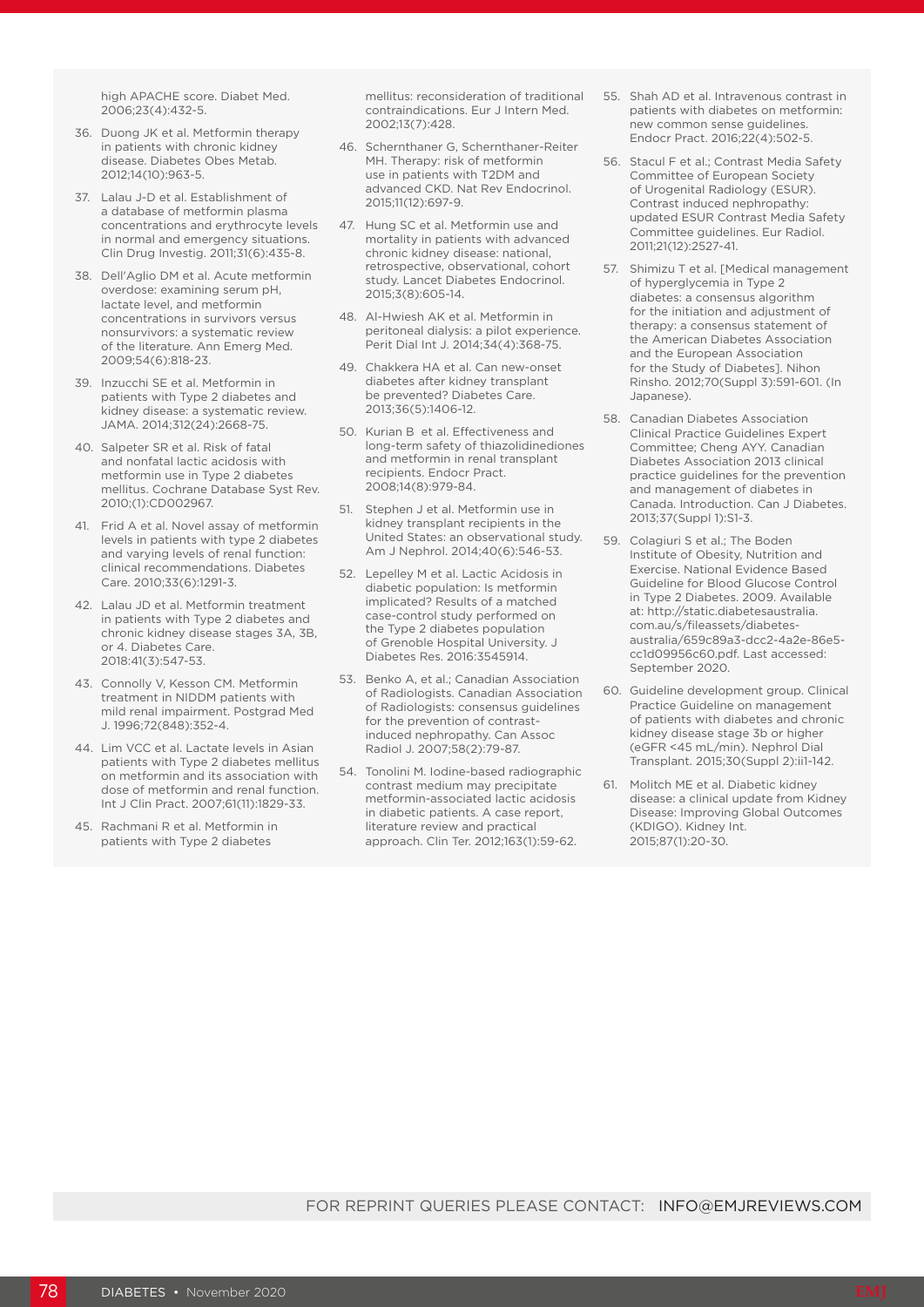high APACHE score. Diabet Med. 2006;23(4):432-5.

36. Duong JK et al. Metformin therapy in patients with chronic kidney disease. Diabetes Obes Metab. 2012;14(10):963-5.

37. Lalau J-D et al. Establishment of a database of metformin plasma concentrations and erythrocyte levels in normal and emergency situations. Clin Drug Investig. 2011;31(6):435-8.

38. Dell'Aglio DM et al. Acute metformin overdose: examining serum pH, lactate level, and metformin concentrations in survivors versus nonsurvivors: a systematic review of the literature. Ann Emerg Med. 2009;54(6):818-23.

39. Inzucchi SE et al. Metformin in patients with Type 2 diabetes and kidney disease: a systematic review. JAMA. 2014;312(24):2668-75.

40. Salpeter SR et al. Risk of fatal and nonfatal lactic acidosis with metformin use in Type 2 diabetes mellitus. Cochrane Database Syst Rev. 2010;(1):CD002967.

41. Frid A et al. Novel assay of metformin levels in patients with type 2 diabetes and varying levels of renal function: clinical recommendations. Diabetes Care. 2010;33(6):1291-3.

42. Lalau JD et al. Metformin treatment in patients with Type 2 diabetes and chronic kidney disease stages 3A, 3B, or 4. Diabetes Care. 2018:41(3):547-53.

43. Connolly V, Kesson CM. Metformin treatment in NIDDM patients with mild renal impairment. Postgrad Med J. 1996;72(848):352-4.

44. Lim VCC et al. Lactate levels in Asian patients with Type 2 diabetes mellitus on metformin and its association with dose of metformin and renal function. Int J Clin Pract. 2007;61(11):1829-33.

45. Rachmani R et al. Metformin in patients with Type 2 diabetes mellitus: reconsideration of traditional contraindications. Eur J Intern Med. 2002;13(7):428.

46. Schernthaner G, Schernthaner-Reiter MH. Therapy: risk of metformin use in patients with T2DM and advanced CKD. Nat Rev Endocrinol. 2015;11(12):697-9.

47. Hung SC et al. Metformin use and mortality in patients with advanced chronic kidney disease: national, retrospective, observational, cohort study. Lancet Diabetes Endocrinol. 2015;3(8):605-14.

48. Al-Hwiesh AK et al. Metformin in peritoneal dialysis: a pilot experience. Perit Dial Int J. 2014;34(4):368-75.

49. Chakkera HA et al. Can new-onset diabetes after kidney transplant be prevented? Diabetes Care. 2013;36(5):1406-12.

50. Kurian B et al. Effectiveness and long-term safety of thiazolidinediones and metformin in renal transplant recipients. Endocr Pract. 2008;14(8):979-84.

51. Stephen J et al. Metformin use in kidney transplant recipients in the United States: an observational study. Am J Nephrol. 2014;40(6):546-53.

52. Lepelley M et al. Lactic Acidosis in diabetic population: Is metformin implicated? Results of a matched case-control study performed on the Type 2 diabetes population of Grenoble Hospital University. J Diabetes Res. 2016:3545914.

53. Benko A, et al.; Canadian Association of Radiologists. Canadian Association of Radiologists: consensus guidelines for the prevention of contrast-induced nephropathy. Can Assoc Radiol J. 2007;58(2):79-87.

54. Tonolini M. Iodine-based radiographic contrast medium may precipitate metformin-associated lactic acidosis in diabetic patients. A case report, literature review and practical approach. Clin Ter. 2012;163(1):59-62.

55. Shah AD et al. Intravenous contrast in patients with diabetes on metformin: new common sense guidelines. Endocr Pract. 2016;22(4):502-5.

56. Stacul F et al.; Contrast Media Safety Committee of European Society of Urogenital Radiology (ESUR). Contrast induced nephropathy: updated ESUR Contrast Media Safety Committee guidelines. Eur Radiol. 2011;21(12):2527-41.

57. Shimizu T et al. [Medical management of hyperglycemia in Type 2 diabetes: a consensus algorithm for the initiation and adjustment of therapy: a consensus statement of the American Diabetes Association and the European Association for the Study of Diabetes]. Nihon Rinsho. 2012;70(Suppl 3):591-601. (In Japanese).

58. Canadian Diabetes Association Clinical Practice Guidelines Expert Committee; Cheng AYY. Canadian Diabetes Association 2013 clinical practice guidelines for the prevention and management of diabetes in Canada. Introduction. Can J Diabetes. 2013;37(Suppl 1):S1-3.

59. Colagiuri S et al.; The Boden Institute of Obesity, Nutrition and Exercise. National Evidence Based Guideline for Blood Glucose Control in Type 2 Diabetes. 2009. Available at: http://static.diabetesaustralia.com.au/s/fileassets/diabetes-australia/659c89a3-dcc2-4a2e-86e5-cc1d09956c60.pdf. Last accessed: September 2020.

60. Guideline development group. Clinical Practice Guideline on management of patients with diabetes and chronic kidney disease stage 3b or higher (eGFR <45 mL/min). Nephrol Dial Transplant. 2015;30(Suppl 2):ii1-142.

61. Molitch ME et al. Diabetic kidney disease: a clinical update from Kidney Disease: Improving Global Outcomes (KDIGO). Kidney Int. 2015;87(1):20-30.

FOR REPRINT QUERIES PLEASE CONTACT: INFO@EMJREVIEWS.COM